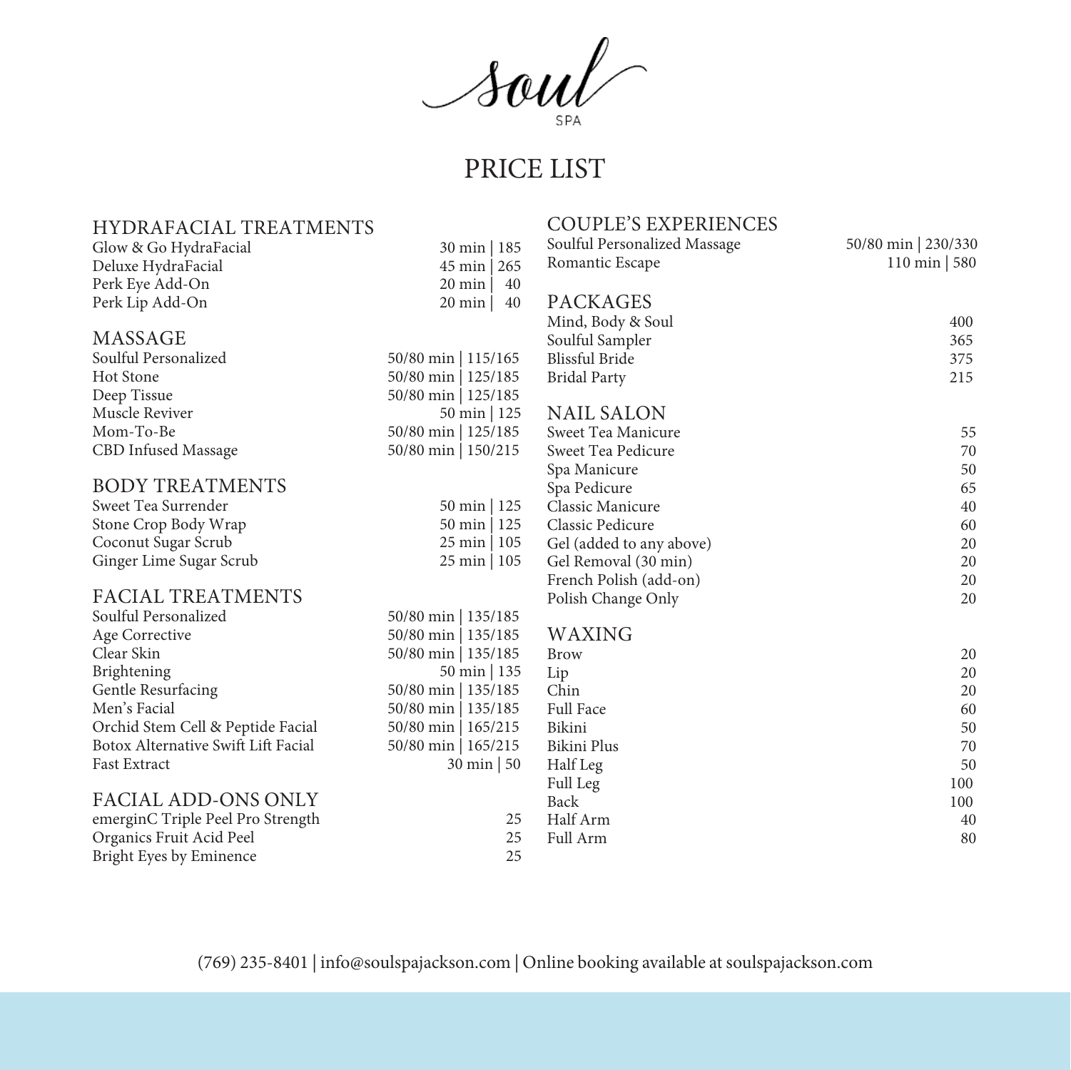# Soul SPA

## PRICE LIST

### HYDRAFACIAL TREATMENTS

| Service | Price |
|---|---|
| Glow & Go HydraFacial | 30 min \| 185 |
| Deluxe HydraFacial | 45 min \| 265 |
| Perk Eye Add-On | 20 min \| 40 |
| Perk Lip Add-On | 20 min \| 40 |

### MASSAGE

| Service | Price |
|---|---|
| Soulful Personalized | 50/80 min \| 115/165 |
| Hot Stone | 50/80 min \| 125/185 |
| Deep Tissue | 50/80 min \| 125/185 |
| Muscle Reviver | 50 min \| 125 |
| Mom-To-Be | 50/80 min \| 125/185 |
| CBD Infused Massage | 50/80 min \| 150/215 |

### BODY TREATMENTS

| Service | Price |
|---|---|
| Sweet Tea Surrender | 50 min \| 125 |
| Stone Crop Body Wrap | 50 min \| 125 |
| Coconut Sugar Scrub | 25 min \| 105 |
| Ginger Lime Sugar Scrub | 25 min \| 105 |

### FACIAL TREATMENTS

| Service | Price |
|---|---|
| Soulful Personalized | 50/80 min \| 135/185 |
| Age Corrective | 50/80 min \| 135/185 |
| Clear Skin | 50/80 min \| 135/185 |
| Brightening | 50 min \| 135 |
| Gentle Resurfacing | 50/80 min \| 135/185 |
| Men's Facial | 50/80 min \| 135/185 |
| Orchid Stem Cell & Peptide Facial | 50/80 min \| 165/215 |
| Botox Alternative Swift Lift Facial | 50/80 min \| 165/215 |
| Fast Extract | 30 min \| 50 |

### FACIAL ADD-ONS ONLY

| Service | Price |
|---|---|
| emerginC Triple Peel Pro Strength | 25 |
| Organics Fruit Acid Peel | 25 |
| Bright Eyes by Eminence | 25 |

### COUPLE'S EXPERIENCES

| Service | Price |
|---|---|
| Soulful Personalized Massage | 50/80 min \| 230/330 |
| Romantic Escape | 110 min \| 580 |

### PACKAGES

| Service | Price |
|---|---|
| Mind, Body & Soul | 400 |
| Soulful Sampler | 365 |
| Blissful Bride | 375 |
| Bridal Party | 215 |

### NAIL SALON

| Service | Price |
|---|---|
| Sweet Tea Manicure | 55 |
| Sweet Tea Pedicure | 70 |
| Spa Manicure | 50 |
| Spa Pedicure | 65 |
| Classic Manicure | 40 |
| Classic Pedicure | 60 |
| Gel (added to any above) | 20 |
| Gel Removal (30 min) | 20 |
| French Polish (add-on) | 20 |
| Polish Change Only | 20 |

### WAXING

| Service | Price |
|---|---|
| Brow | 20 |
| Lip | 20 |
| Chin | 20 |
| Full Face | 60 |
| Bikini | 50 |
| Bikini Plus | 70 |
| Half Leg | 50 |
| Full Leg | 100 |
| Back | 100 |
| Half Arm | 40 |
| Full Arm | 80 |

(769) 235-8401 | info@soulspajackson.com | Online booking available at soulspajackson.com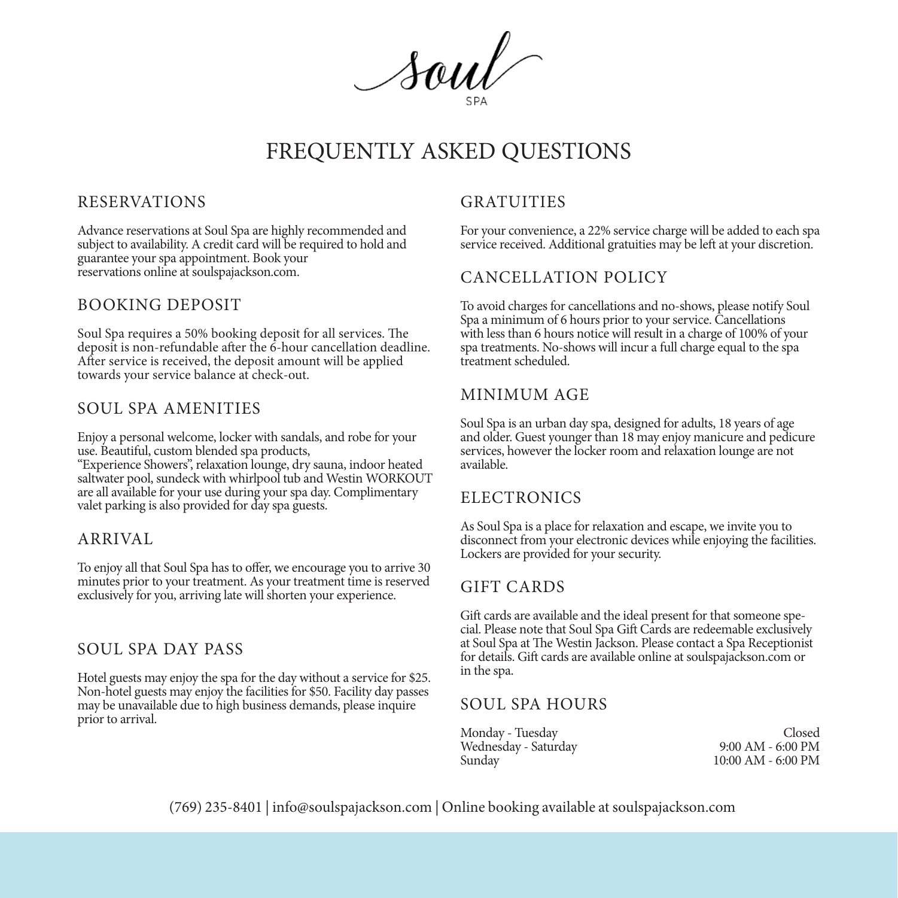Soul
SPA

# FREQUENTLY ASKED QUESTIONS

## RESERVATIONS

Advance reservations at Soul Spa are highly recommended and subject to availability. A credit card will be required to hold and guarantee your spa appointment. Book your reservations online at soulspajackson.com.

## BOOKING DEPOSIT

Soul Spa requires a 50% booking deposit for all services. The deposit is non-refundable after the 6-hour cancellation deadline. After service is received, the deposit amount will be applied towards your service balance at check-out.

## SOUL SPA AMENITIES

Enjoy a personal welcome, locker with sandals, and robe for your use. Beautiful, custom blended spa products, "Experience Showers", relaxation lounge, dry sauna, indoor heated saltwater pool, sundeck with whirlpool tub and Westin WORKOUT are all available for your use during your spa day. Complimentary valet parking is also provided for day spa guests.

## ARRIVAL

To enjoy all that Soul Spa has to offer, we encourage you to arrive 30 minutes prior to your treatment. As your treatment time is reserved exclusively for you, arriving late will shorten your experience.

## SOUL SPA DAY PASS

Hotel guests may enjoy the spa for the day without a service for $25. Non-hotel guests may enjoy the facilities for $50. Facility day passes may be unavailable due to high business demands, please inquire prior to arrival.

## GRATUITIES

For your convenience, a 22% service charge will be added to each spa service received. Additional gratuities may be left at your discretion.

## CANCELLATION POLICY

To avoid charges for cancellations and no-shows, please notify Soul Spa a minimum of 6 hours prior to your service. Cancellations with less than 6 hours notice will result in a charge of 100% of your spa treatments. No-shows will incur a full charge equal to the spa treatment scheduled.

## MINIMUM AGE

Soul Spa is an urban day spa, designed for adults, 18 years of age and older. Guest younger than 18 may enjoy manicure and pedicure services, however the locker room and relaxation lounge are not available.

## ELECTRONICS

As Soul Spa is a place for relaxation and escape, we invite you to disconnect from your electronic devices while enjoying the facilities. Lockers are provided for your security.

## GIFT CARDS

Gift cards are available and the ideal present for that someone special. Please note that Soul Spa Gift Cards are redeemable exclusively at Soul Spa at The Westin Jackson. Please contact a Spa Receptionist for details. Gift cards are available online at soulspajackson.com or in the spa.

## SOUL SPA HOURS

| | |
|---|---|
| Monday - Tuesday | Closed |
| Wednesday - Saturday | 9:00 AM - 6:00 PM |
| Sunday | 10:00 AM - 6:00 PM |

(769) 235-8401 | info@soulspajackson.com | Online booking available at soulspajackson.com